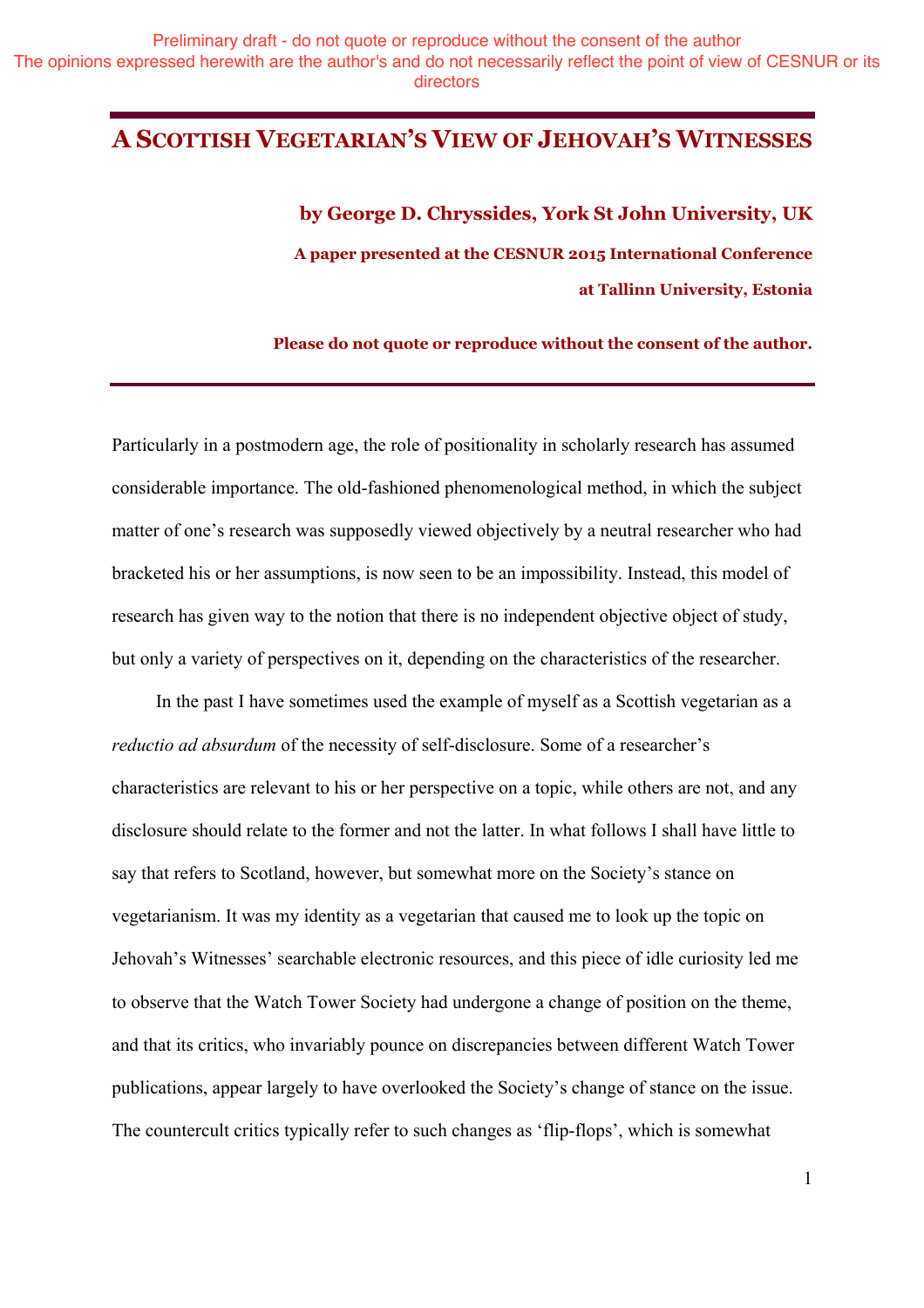Preliminary draft - do not quote or reproduce without the consent of the author
The opinions expressed herewith are the author's and do not necessarily reflect the point of view of CESNUR or its directors

# A Scottish Vegetarian's View of Jehovah's Witnesses

**by George D. Chryssides, York St John University, UK**

**A paper presented at the CESNUR 2015 International Conference at Tallinn University, Estonia**

**Please do not quote or reproduce without the consent of the author.**

---

Particularly in a postmodern age, the role of positionality in scholarly research has assumed considerable importance. The old-fashioned phenomenological method, in which the subject matter of one's research was supposedly viewed objectively by a neutral researcher who had bracketed his or her assumptions, is now seen to be an impossibility. Instead, this model of research has given way to the notion that there is no independent objective object of study, but only a variety of perspectives on it, depending on the characteristics of the researcher.

In the past I have sometimes used the example of myself as a Scottish vegetarian as a *reductio ad absurdum* of the necessity of self-disclosure. Some of a researcher's characteristics are relevant to his or her perspective on a topic, while others are not, and any disclosure should relate to the former and not the latter. In what follows I shall have little to say that refers to Scotland, however, but somewhat more on the Society's stance on vegetarianism. It was my identity as a vegetarian that caused me to look up the topic on Jehovah's Witnesses' searchable electronic resources, and this piece of idle curiosity led me to observe that the Watch Tower Society had undergone a change of position on the theme, and that its critics, who invariably pounce on discrepancies between different Watch Tower publications, appear largely to have overlooked the Society's change of stance on the issue. The countercult critics typically refer to such changes as 'flip-flops', which is somewhat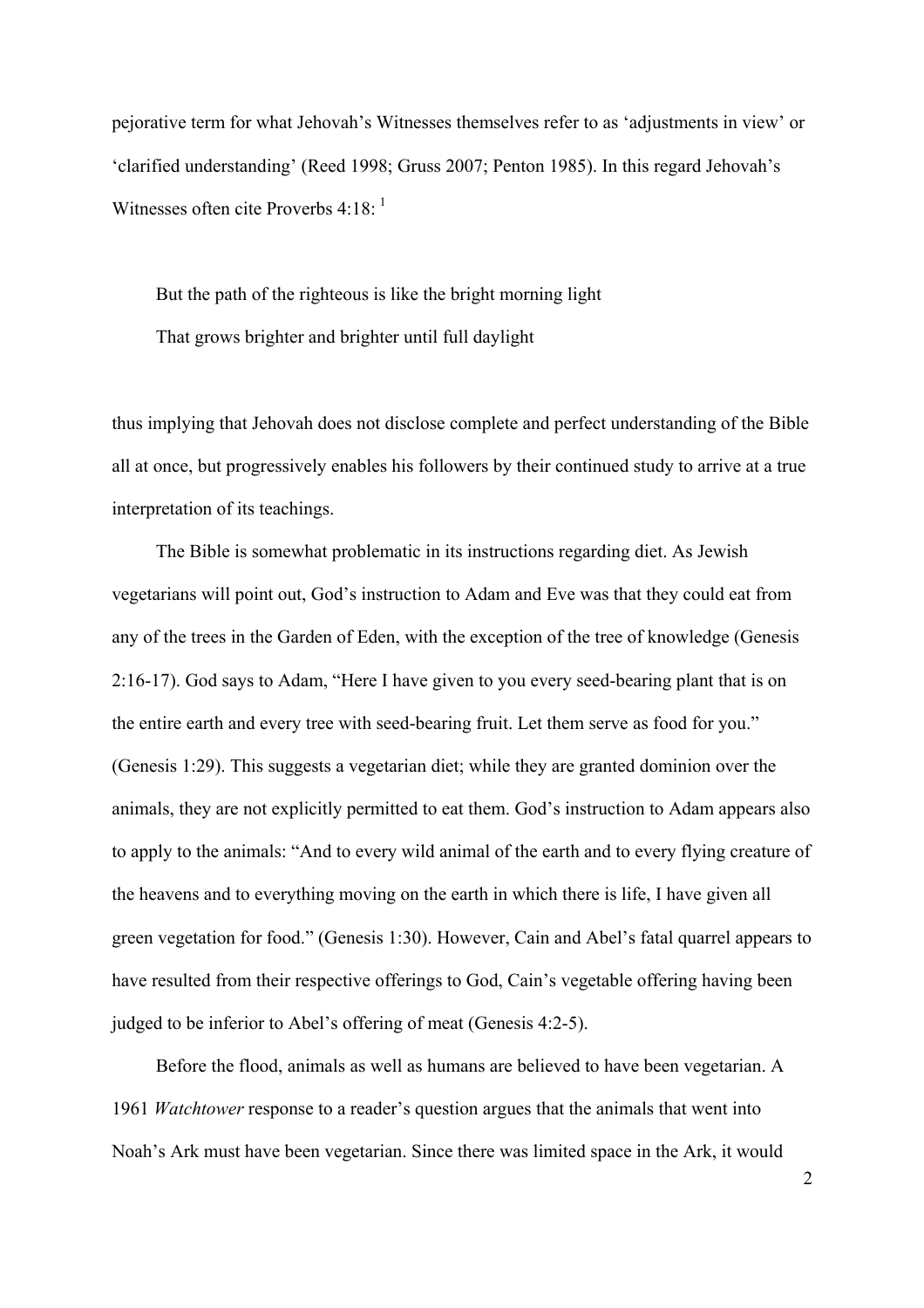pejorative term for what Jehovah's Witnesses themselves refer to as 'adjustments in view' or 'clarified understanding' (Reed 1998; Gruss 2007; Penton 1985). In this regard Jehovah's Witnesses often cite Proverbs 4:18: [1]

> But the path of the righteous is like the bright morning light
> That grows brighter and brighter until full daylight

thus implying that Jehovah does not disclose complete and perfect understanding of the Bible all at once, but progressively enables his followers by their continued study to arrive at a true interpretation of its teachings.

The Bible is somewhat problematic in its instructions regarding diet. As Jewish vegetarians will point out, God's instruction to Adam and Eve was that they could eat from any of the trees in the Garden of Eden, with the exception of the tree of knowledge (Genesis 2:16-17). God says to Adam, "Here I have given to you every seed-bearing plant that is on the entire earth and every tree with seed-bearing fruit. Let them serve as food for you." (Genesis 1:29). This suggests a vegetarian diet; while they are granted dominion over the animals, they are not explicitly permitted to eat them. God's instruction to Adam appears also to apply to the animals: "And to every wild animal of the earth and to every flying creature of the heavens and to everything moving on the earth in which there is life, I have given all green vegetation for food." (Genesis 1:30). However, Cain and Abel's fatal quarrel appears to have resulted from their respective offerings to God, Cain's vegetable offering having been judged to be inferior to Abel's offering of meat (Genesis 4:2-5).

Before the flood, animals as well as humans are believed to have been vegetarian. A 1961 *Watchtower* response to a reader's question argues that the animals that went into Noah's Ark must have been vegetarian. Since there was limited space in the Ark, it would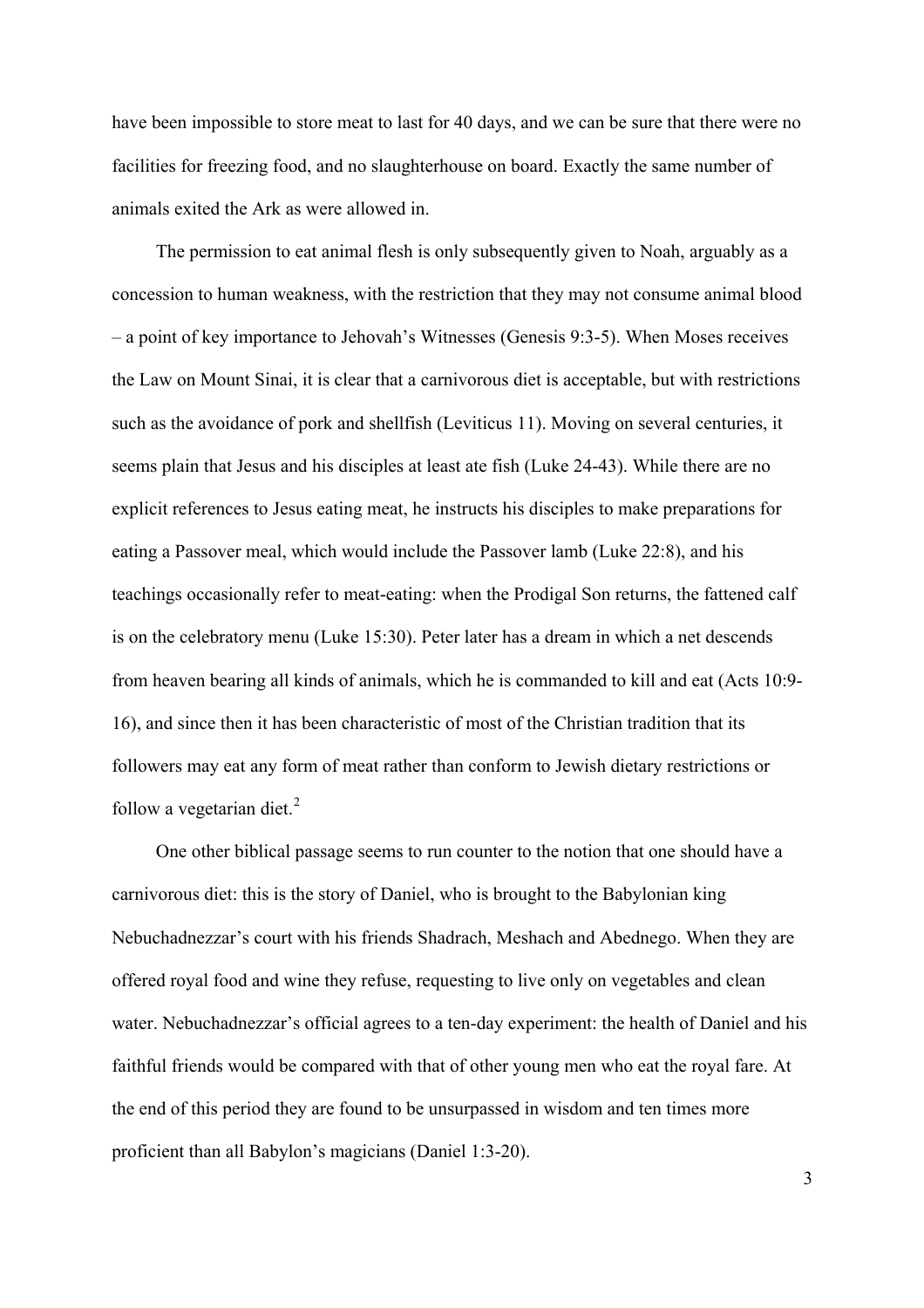have been impossible to store meat to last for 40 days, and we can be sure that there were no facilities for freezing food, and no slaughterhouse on board. Exactly the same number of animals exited the Ark as were allowed in.

The permission to eat animal flesh is only subsequently given to Noah, arguably as a concession to human weakness, with the restriction that they may not consume animal blood – a point of key importance to Jehovah's Witnesses (Genesis 9:3-5). When Moses receives the Law on Mount Sinai, it is clear that a carnivorous diet is acceptable, but with restrictions such as the avoidance of pork and shellfish (Leviticus 11). Moving on several centuries, it seems plain that Jesus and his disciples at least ate fish (Luke 24-43). While there are no explicit references to Jesus eating meat, he instructs his disciples to make preparations for eating a Passover meal, which would include the Passover lamb (Luke 22:8), and his teachings occasionally refer to meat-eating: when the Prodigal Son returns, the fattened calf is on the celebratory menu (Luke 15:30). Peter later has a dream in which a net descends from heaven bearing all kinds of animals, which he is commanded to kill and eat (Acts 10:9-16), and since then it has been characteristic of most of the Christian tradition that its followers may eat any form of meat rather than conform to Jewish dietary restrictions or follow a vegetarian diet.[2]

One other biblical passage seems to run counter to the notion that one should have a carnivorous diet: this is the story of Daniel, who is brought to the Babylonian king Nebuchadnezzar's court with his friends Shadrach, Meshach and Abednego. When they are offered royal food and wine they refuse, requesting to live only on vegetables and clean water. Nebuchadnezzar's official agrees to a ten-day experiment: the health of Daniel and his faithful friends would be compared with that of other young men who eat the royal fare. At the end of this period they are found to be unsurpassed in wisdom and ten times more proficient than all Babylon's magicians (Daniel 1:3-20).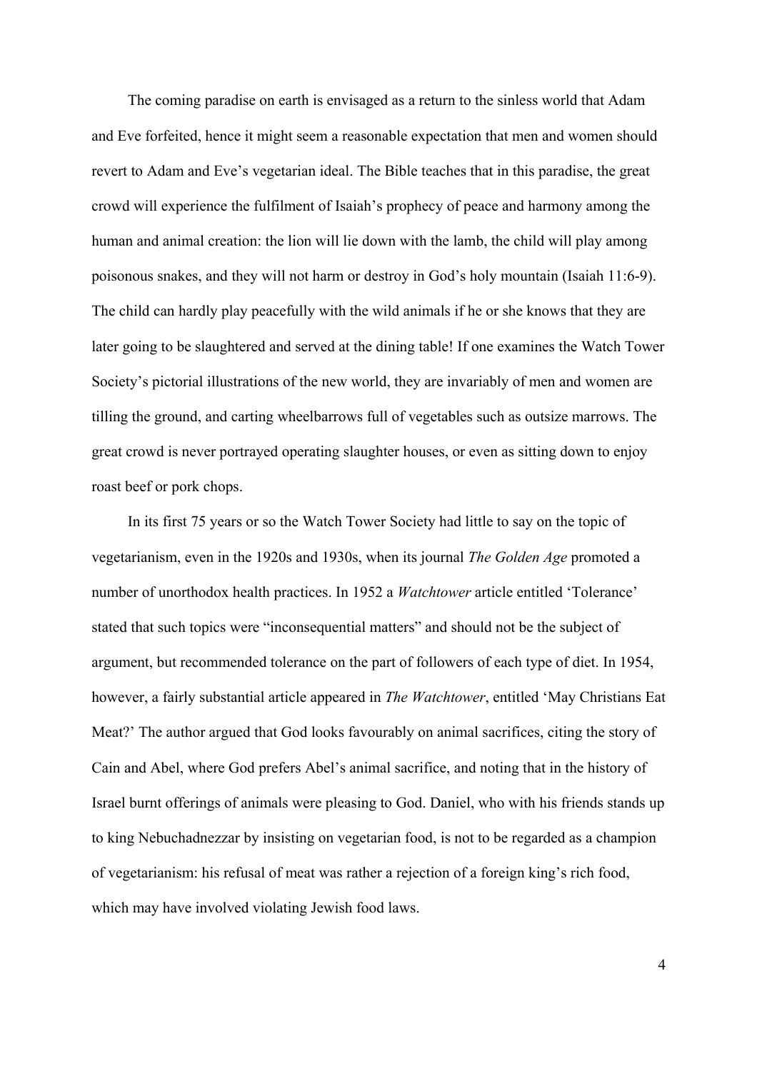The coming paradise on earth is envisaged as a return to the sinless world that Adam and Eve forfeited, hence it might seem a reasonable expectation that men and women should revert to Adam and Eve's vegetarian ideal. The Bible teaches that in this paradise, the great crowd will experience the fulfilment of Isaiah's prophecy of peace and harmony among the human and animal creation: the lion will lie down with the lamb, the child will play among poisonous snakes, and they will not harm or destroy in God's holy mountain (Isaiah 11:6-9). The child can hardly play peacefully with the wild animals if he or she knows that they are later going to be slaughtered and served at the dining table! If one examines the Watch Tower Society's pictorial illustrations of the new world, they are invariably of men and women are tilling the ground, and carting wheelbarrows full of vegetables such as outsize marrows. The great crowd is never portrayed operating slaughter houses, or even as sitting down to enjoy roast beef or pork chops.

In its first 75 years or so the Watch Tower Society had little to say on the topic of vegetarianism, even in the 1920s and 1930s, when its journal *The Golden Age* promoted a number of unorthodox health practices. In 1952 a *Watchtower* article entitled 'Tolerance' stated that such topics were "inconsequential matters" and should not be the subject of argument, but recommended tolerance on the part of followers of each type of diet. In 1954, however, a fairly substantial article appeared in *The Watchtower*, entitled 'May Christians Eat Meat?' The author argued that God looks favourably on animal sacrifices, citing the story of Cain and Abel, where God prefers Abel's animal sacrifice, and noting that in the history of Israel burnt offerings of animals were pleasing to God. Daniel, who with his friends stands up to king Nebuchadnezzar by insisting on vegetarian food, is not to be regarded as a champion of vegetarianism: his refusal of meat was rather a rejection of a foreign king's rich food, which may have involved violating Jewish food laws.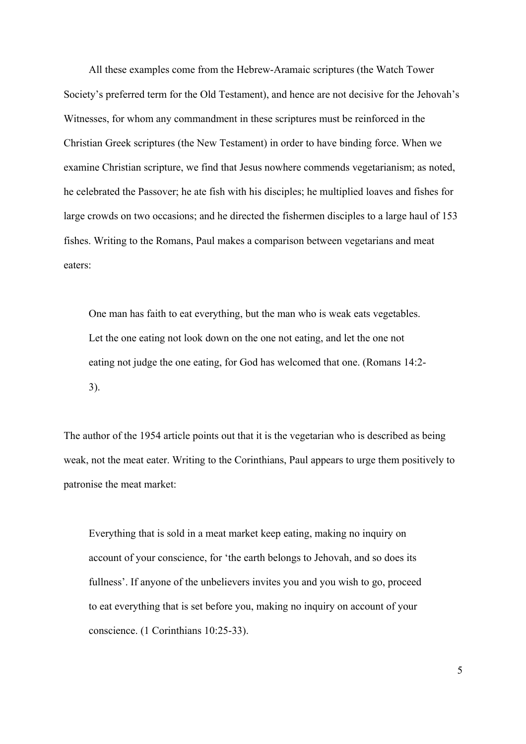All these examples come from the Hebrew-Aramaic scriptures (the Watch Tower Society's preferred term for the Old Testament), and hence are not decisive for the Jehovah's Witnesses, for whom any commandment in these scriptures must be reinforced in the Christian Greek scriptures (the New Testament) in order to have binding force. When we examine Christian scripture, we find that Jesus nowhere commends vegetarianism; as noted, he celebrated the Passover; he ate fish with his disciples; he multiplied loaves and fishes for large crowds on two occasions; and he directed the fishermen disciples to a large haul of 153 fishes. Writing to the Romans, Paul makes a comparison between vegetarians and meat eaters:

> One man has faith to eat everything, but the man who is weak eats vegetables. Let the one eating not look down on the one not eating, and let the one not eating not judge the one eating, for God has welcomed that one. (Romans 14:2-3).

The author of the 1954 article points out that it is the vegetarian who is described as being weak, not the meat eater. Writing to the Corinthians, Paul appears to urge them positively to patronise the meat market:

> Everything that is sold in a meat market keep eating, making no inquiry on account of your conscience, for 'the earth belongs to Jehovah, and so does its fullness'. If anyone of the unbelievers invites you and you wish to go, proceed to eat everything that is set before you, making no inquiry on account of your conscience. (1 Corinthians 10:25-33).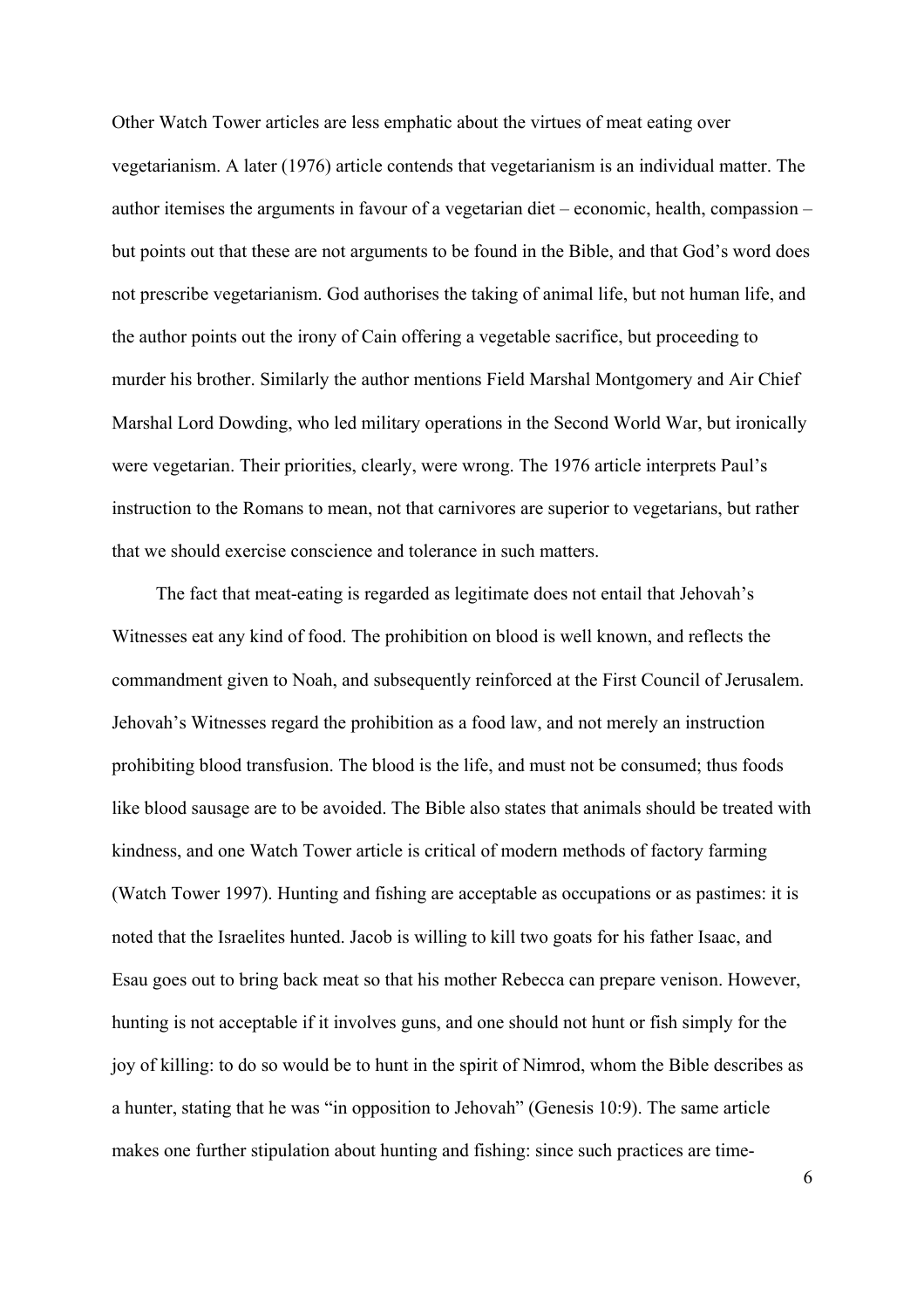Other Watch Tower articles are less emphatic about the virtues of meat eating over vegetarianism. A later (1976) article contends that vegetarianism is an individual matter. The author itemises the arguments in favour of a vegetarian diet – economic, health, compassion – but points out that these are not arguments to be found in the Bible, and that God's word does not prescribe vegetarianism. God authorises the taking of animal life, but not human life, and the author points out the irony of Cain offering a vegetable sacrifice, but proceeding to murder his brother. Similarly the author mentions Field Marshal Montgomery and Air Chief Marshal Lord Dowding, who led military operations in the Second World War, but ironically were vegetarian. Their priorities, clearly, were wrong. The 1976 article interprets Paul's instruction to the Romans to mean, not that carnivores are superior to vegetarians, but rather that we should exercise conscience and tolerance in such matters.

The fact that meat-eating is regarded as legitimate does not entail that Jehovah's Witnesses eat any kind of food. The prohibition on blood is well known, and reflects the commandment given to Noah, and subsequently reinforced at the First Council of Jerusalem. Jehovah's Witnesses regard the prohibition as a food law, and not merely an instruction prohibiting blood transfusion. The blood is the life, and must not be consumed; thus foods like blood sausage are to be avoided. The Bible also states that animals should be treated with kindness, and one Watch Tower article is critical of modern methods of factory farming (Watch Tower 1997). Hunting and fishing are acceptable as occupations or as pastimes: it is noted that the Israelites hunted. Jacob is willing to kill two goats for his father Isaac, and Esau goes out to bring back meat so that his mother Rebecca can prepare venison. However, hunting is not acceptable if it involves guns, and one should not hunt or fish simply for the joy of killing: to do so would be to hunt in the spirit of Nimrod, whom the Bible describes as a hunter, stating that he was "in opposition to Jehovah" (Genesis 10:9). The same article makes one further stipulation about hunting and fishing: since such practices are time-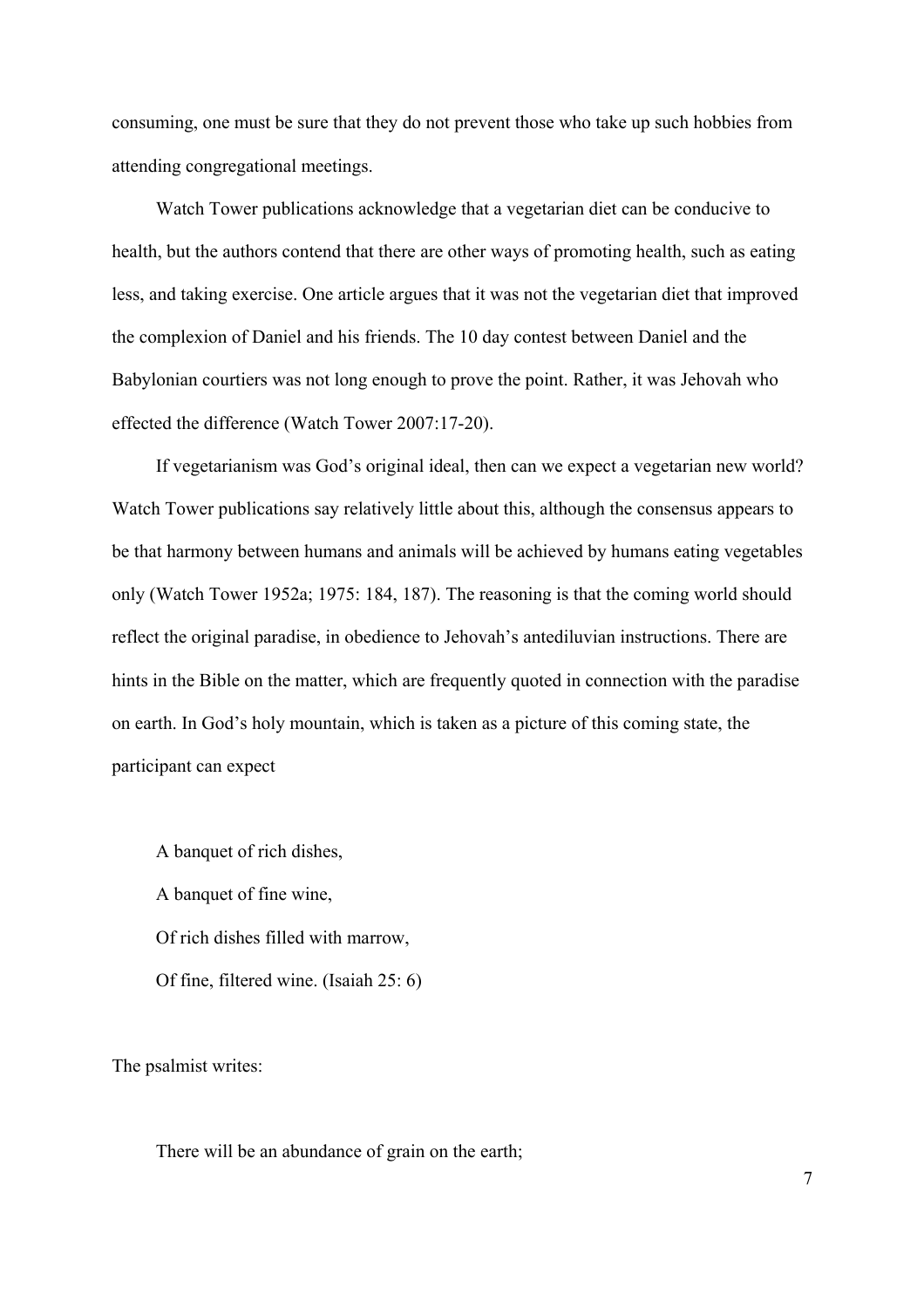consuming, one must be sure that they do not prevent those who take up such hobbies from attending congregational meetings.

Watch Tower publications acknowledge that a vegetarian diet can be conducive to health, but the authors contend that there are other ways of promoting health, such as eating less, and taking exercise. One article argues that it was not the vegetarian diet that improved the complexion of Daniel and his friends. The 10 day contest between Daniel and the Babylonian courtiers was not long enough to prove the point. Rather, it was Jehovah who effected the difference (Watch Tower 2007:17-20).

If vegetarianism was God's original ideal, then can we expect a vegetarian new world? Watch Tower publications say relatively little about this, although the consensus appears to be that harmony between humans and animals will be achieved by humans eating vegetables only (Watch Tower 1952a; 1975: 184, 187). The reasoning is that the coming world should reflect the original paradise, in obedience to Jehovah's antediluvian instructions. There are hints in the Bible on the matter, which are frequently quoted in connection with the paradise on earth. In God's holy mountain, which is taken as a picture of this coming state, the participant can expect

> A banquet of rich dishes,
> A banquet of fine wine,
> Of rich dishes filled with marrow,
> Of fine, filtered wine. (Isaiah 25: 6)

The psalmist writes:

> There will be an abundance of grain on the earth;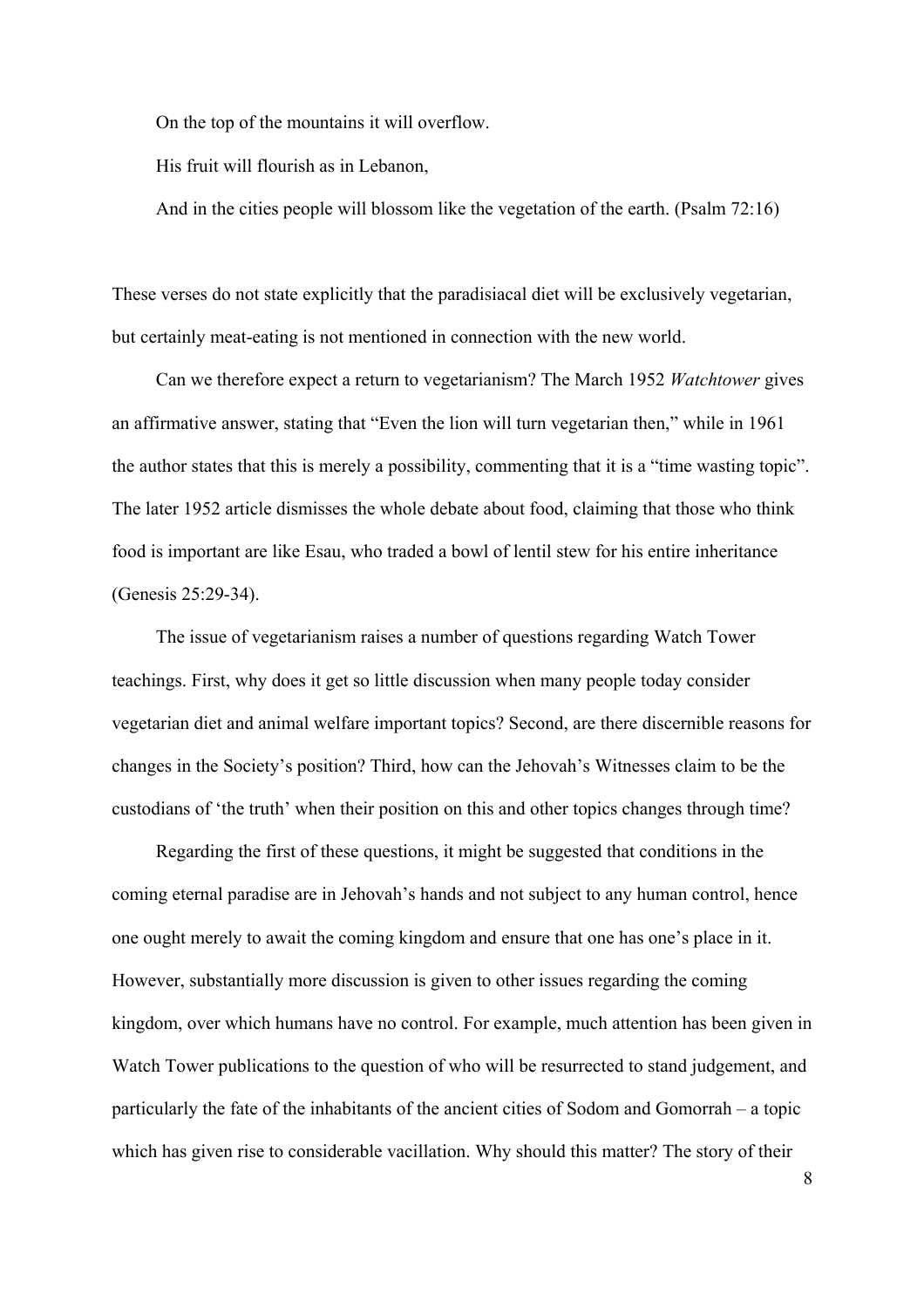On the top of the mountains it will overflow.

His fruit will flourish as in Lebanon,

And in the cities people will blossom like the vegetation of the earth. (Psalm 72:16)

These verses do not state explicitly that the paradisiacal diet will be exclusively vegetarian, but certainly meat-eating is not mentioned in connection with the new world.

Can we therefore expect a return to vegetarianism? The March 1952 *Watchtower* gives an affirmative answer, stating that "Even the lion will turn vegetarian then," while in 1961 the author states that this is merely a possibility, commenting that it is a "time wasting topic". The later 1952 article dismisses the whole debate about food, claiming that those who think food is important are like Esau, who traded a bowl of lentil stew for his entire inheritance (Genesis 25:29-34).

The issue of vegetarianism raises a number of questions regarding Watch Tower teachings. First, why does it get so little discussion when many people today consider vegetarian diet and animal welfare important topics? Second, are there discernible reasons for changes in the Society's position? Third, how can the Jehovah's Witnesses claim to be the custodians of 'the truth' when their position on this and other topics changes through time?

Regarding the first of these questions, it might be suggested that conditions in the coming eternal paradise are in Jehovah's hands and not subject to any human control, hence one ought merely to await the coming kingdom and ensure that one has one's place in it. However, substantially more discussion is given to other issues regarding the coming kingdom, over which humans have no control. For example, much attention has been given in Watch Tower publications to the question of who will be resurrected to stand judgement, and particularly the fate of the inhabitants of the ancient cities of Sodom and Gomorrah – a topic which has given rise to considerable vacillation. Why should this matter? The story of their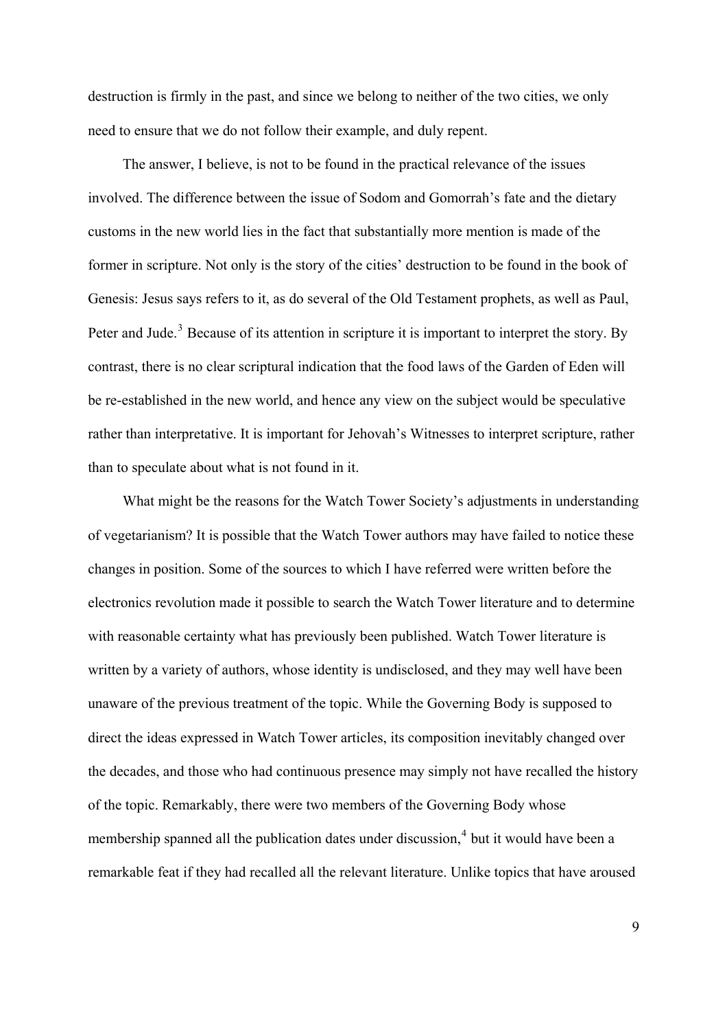destruction is firmly in the past, and since we belong to neither of the two cities, we only need to ensure that we do not follow their example, and duly repent.

The answer, I believe, is not to be found in the practical relevance of the issues involved. The difference between the issue of Sodom and Gomorrah's fate and the dietary customs in the new world lies in the fact that substantially more mention is made of the former in scripture. Not only is the story of the cities' destruction to be found in the book of Genesis: Jesus says refers to it, as do several of the Old Testament prophets, as well as Paul, Peter and Jude.[3] Because of its attention in scripture it is important to interpret the story. By contrast, there is no clear scriptural indication that the food laws of the Garden of Eden will be re-established in the new world, and hence any view on the subject would be speculative rather than interpretative. It is important for Jehovah's Witnesses to interpret scripture, rather than to speculate about what is not found in it.

What might be the reasons for the Watch Tower Society's adjustments in understanding of vegetarianism? It is possible that the Watch Tower authors may have failed to notice these changes in position. Some of the sources to which I have referred were written before the electronics revolution made it possible to search the Watch Tower literature and to determine with reasonable certainty what has previously been published. Watch Tower literature is written by a variety of authors, whose identity is undisclosed, and they may well have been unaware of the previous treatment of the topic. While the Governing Body is supposed to direct the ideas expressed in Watch Tower articles, its composition inevitably changed over the decades, and those who had continuous presence may simply not have recalled the history of the topic. Remarkably, there were two members of the Governing Body whose membership spanned all the publication dates under discussion,[4] but it would have been a remarkable feat if they had recalled all the relevant literature. Unlike topics that have aroused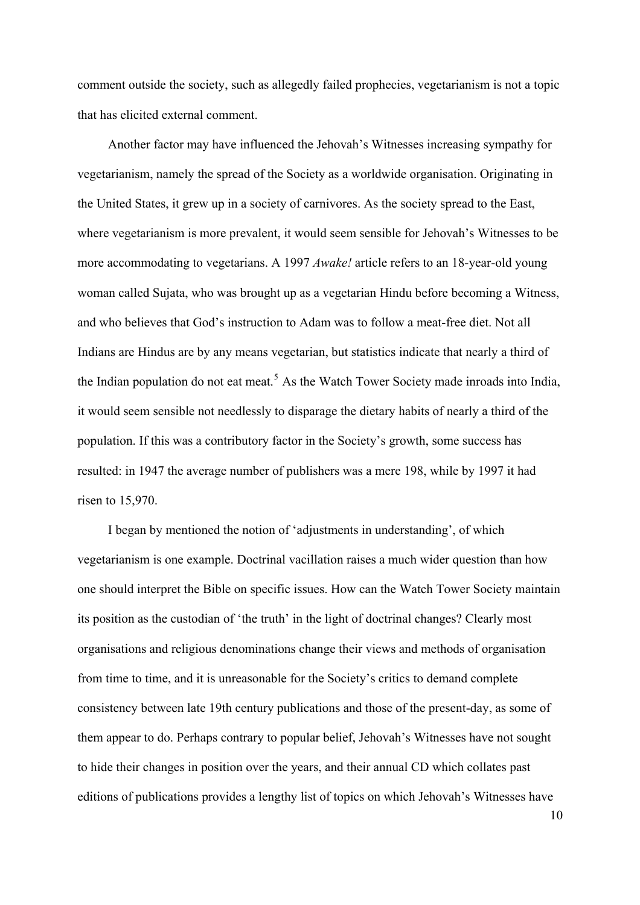comment outside the society, such as allegedly failed prophecies, vegetarianism is not a topic that has elicited external comment.

Another factor may have influenced the Jehovah's Witnesses increasing sympathy for vegetarianism, namely the spread of the Society as a worldwide organisation. Originating in the United States, it grew up in a society of carnivores. As the society spread to the East, where vegetarianism is more prevalent, it would seem sensible for Jehovah's Witnesses to be more accommodating to vegetarians. A 1997 *Awake!* article refers to an 18-year-old young woman called Sujata, who was brought up as a vegetarian Hindu before becoming a Witness, and who believes that God's instruction to Adam was to follow a meat-free diet. Not all Indians are Hindus are by any means vegetarian, but statistics indicate that nearly a third of the Indian population do not eat meat.[5] As the Watch Tower Society made inroads into India, it would seem sensible not needlessly to disparage the dietary habits of nearly a third of the population. If this was a contributory factor in the Society's growth, some success has resulted: in 1947 the average number of publishers was a mere 198, while by 1997 it had risen to 15,970.

I began by mentioned the notion of 'adjustments in understanding', of which vegetarianism is one example. Doctrinal vacillation raises a much wider question than how one should interpret the Bible on specific issues. How can the Watch Tower Society maintain its position as the custodian of 'the truth' in the light of doctrinal changes? Clearly most organisations and religious denominations change their views and methods of organisation from time to time, and it is unreasonable for the Society's critics to demand complete consistency between late 19th century publications and those of the present-day, as some of them appear to do. Perhaps contrary to popular belief, Jehovah's Witnesses have not sought to hide their changes in position over the years, and their annual CD which collates past editions of publications provides a lengthy list of topics on which Jehovah's Witnesses have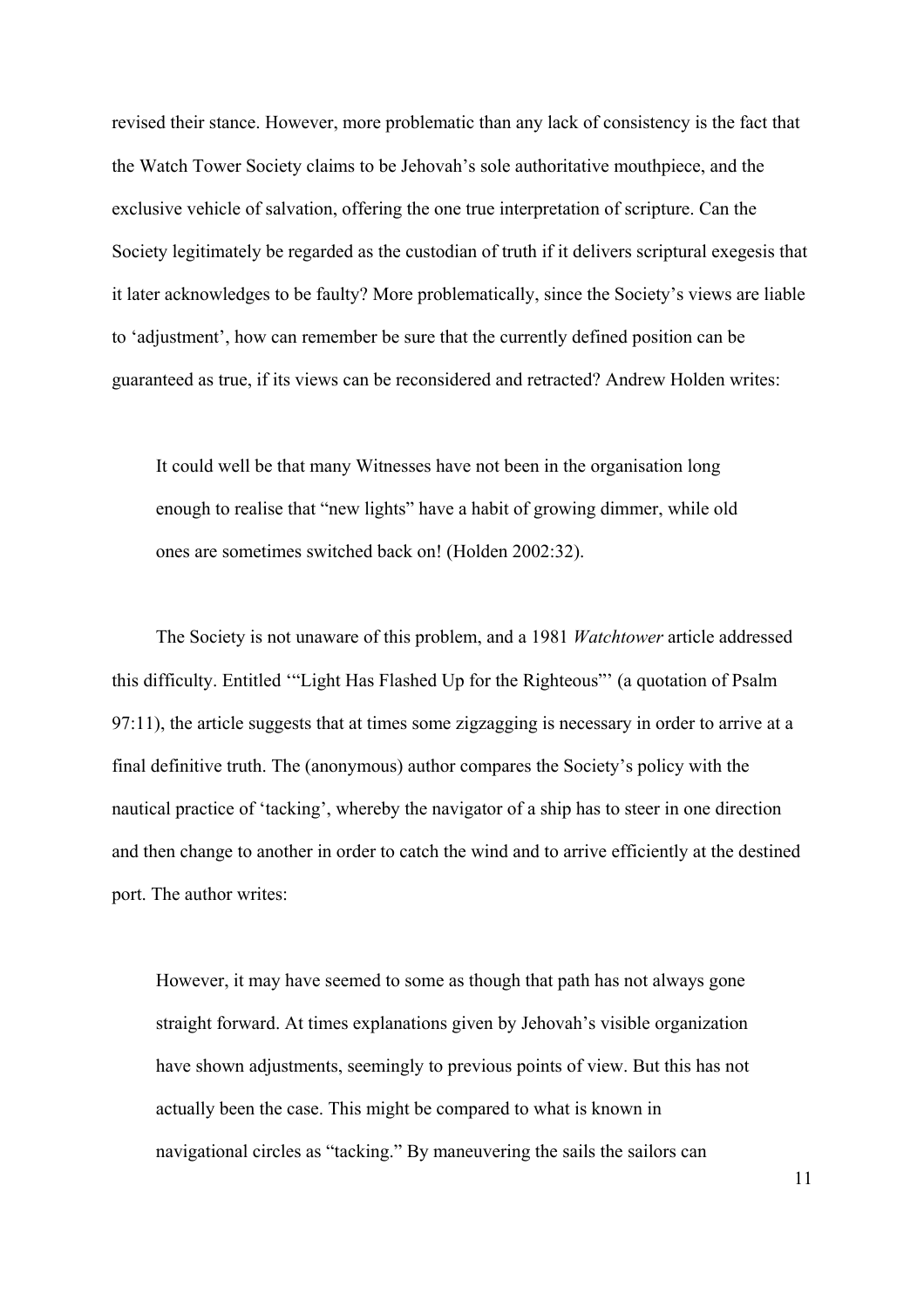revised their stance. However, more problematic than any lack of consistency is the fact that the Watch Tower Society claims to be Jehovah's sole authoritative mouthpiece, and the exclusive vehicle of salvation, offering the one true interpretation of scripture. Can the Society legitimately be regarded as the custodian of truth if it delivers scriptural exegesis that it later acknowledges to be faulty? More problematically, since the Society's views are liable to 'adjustment', how can remember be sure that the currently defined position can be guaranteed as true, if its views can be reconsidered and retracted? Andrew Holden writes:

> It could well be that many Witnesses have not been in the organisation long enough to realise that "new lights" have a habit of growing dimmer, while old ones are sometimes switched back on! (Holden 2002:32).

The Society is not unaware of this problem, and a 1981 *Watchtower* article addressed this difficulty. Entitled '"Light Has Flashed Up for the Righteous"' (a quotation of Psalm 97:11), the article suggests that at times some zigzagging is necessary in order to arrive at a final definitive truth. The (anonymous) author compares the Society's policy with the nautical practice of 'tacking', whereby the navigator of a ship has to steer in one direction and then change to another in order to catch the wind and to arrive efficiently at the destined port. The author writes:

> However, it may have seemed to some as though that path has not always gone straight forward. At times explanations given by Jehovah's visible organization have shown adjustments, seemingly to previous points of view. But this has not actually been the case. This might be compared to what is known in navigational circles as "tacking." By maneuvering the sails the sailors can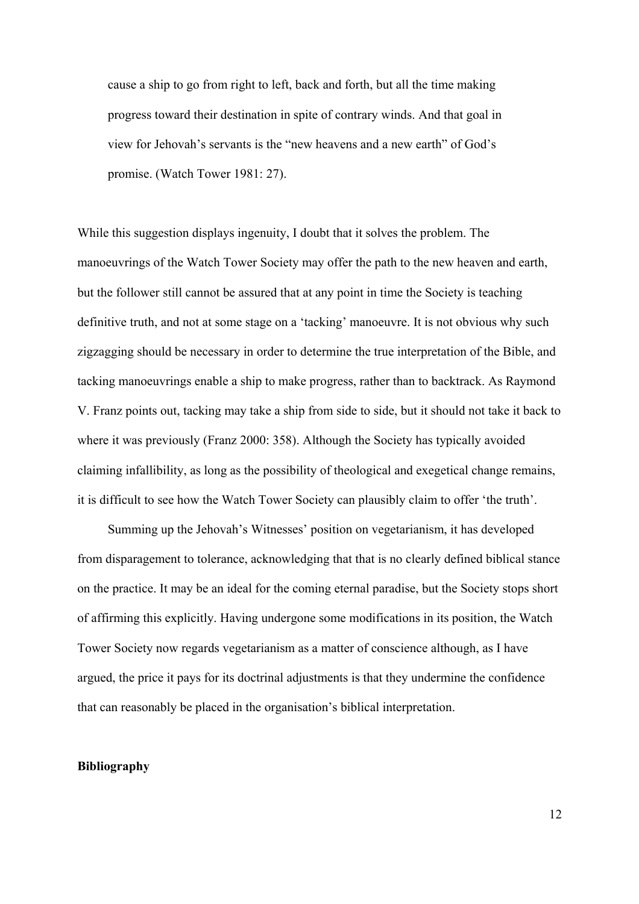> cause a ship to go from right to left, back and forth, but all the time making progress toward their destination in spite of contrary winds. And that goal in view for Jehovah's servants is the "new heavens and a new earth" of God's promise. (Watch Tower 1981: 27).

While this suggestion displays ingenuity, I doubt that it solves the problem. The manoeuvrings of the Watch Tower Society may offer the path to the new heaven and earth, but the follower still cannot be assured that at any point in time the Society is teaching definitive truth, and not at some stage on a 'tacking' manoeuvre. It is not obvious why such zigzagging should be necessary in order to determine the true interpretation of the Bible, and tacking manoeuvrings enable a ship to make progress, rather than to backtrack. As Raymond V. Franz points out, tacking may take a ship from side to side, but it should not take it back to where it was previously (Franz 2000: 358). Although the Society has typically avoided claiming infallibility, as long as the possibility of theological and exegetical change remains, it is difficult to see how the Watch Tower Society can plausibly claim to offer 'the truth'.

Summing up the Jehovah's Witnesses' position on vegetarianism, it has developed from disparagement to tolerance, acknowledging that that is no clearly defined biblical stance on the practice. It may be an ideal for the coming eternal paradise, but the Society stops short of affirming this explicitly. Having undergone some modifications in its position, the Watch Tower Society now regards vegetarianism as a matter of conscience although, as I have argued, the price it pays for its doctrinal adjustments is that they undermine the confidence that can reasonably be placed in the organisation's biblical interpretation.

**Bibliography**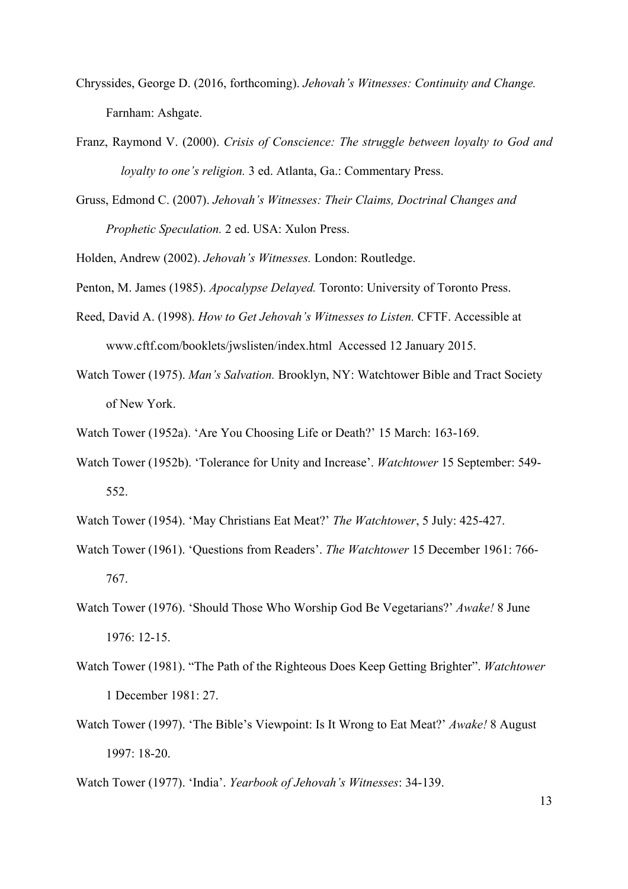Chryssides, George D. (2016, forthcoming). *Jehovah's Witnesses: Continuity and Change.* Farnham: Ashgate.

Franz, Raymond V. (2000). *Crisis of Conscience: The struggle between loyalty to God and loyalty to one's religion.* 3 ed. Atlanta, Ga.: Commentary Press.

Gruss, Edmond C. (2007). *Jehovah's Witnesses: Their Claims, Doctrinal Changes and Prophetic Speculation.* 2 ed. USA: Xulon Press.

Holden, Andrew (2002). *Jehovah's Witnesses.* London: Routledge.

Penton, M. James (1985). *Apocalypse Delayed.* Toronto: University of Toronto Press.

Reed, David A. (1998). *How to Get Jehovah's Witnesses to Listen.* CFTF. Accessible at www.cftf.com/booklets/jwslisten/index.html Accessed 12 January 2015.

Watch Tower (1975). *Man's Salvation.* Brooklyn, NY: Watchtower Bible and Tract Society of New York.

Watch Tower (1952a). 'Are You Choosing Life or Death?' 15 March: 163-169.

Watch Tower (1952b). 'Tolerance for Unity and Increase'. *Watchtower* 15 September: 549-552.

Watch Tower (1954). 'May Christians Eat Meat?' *The Watchtower*, 5 July: 425-427.

Watch Tower (1961). 'Questions from Readers'. *The Watchtower* 15 December 1961: 766-767.

Watch Tower (1976). 'Should Those Who Worship God Be Vegetarians?' *Awake!* 8 June 1976: 12-15.

Watch Tower (1981). "The Path of the Righteous Does Keep Getting Brighter". *Watchtower* 1 December 1981: 27.

Watch Tower (1997). 'The Bible's Viewpoint: Is It Wrong to Eat Meat?' *Awake!* 8 August 1997: 18-20.

Watch Tower (1977). 'India'. *Yearbook of Jehovah's Witnesses*: 34-139.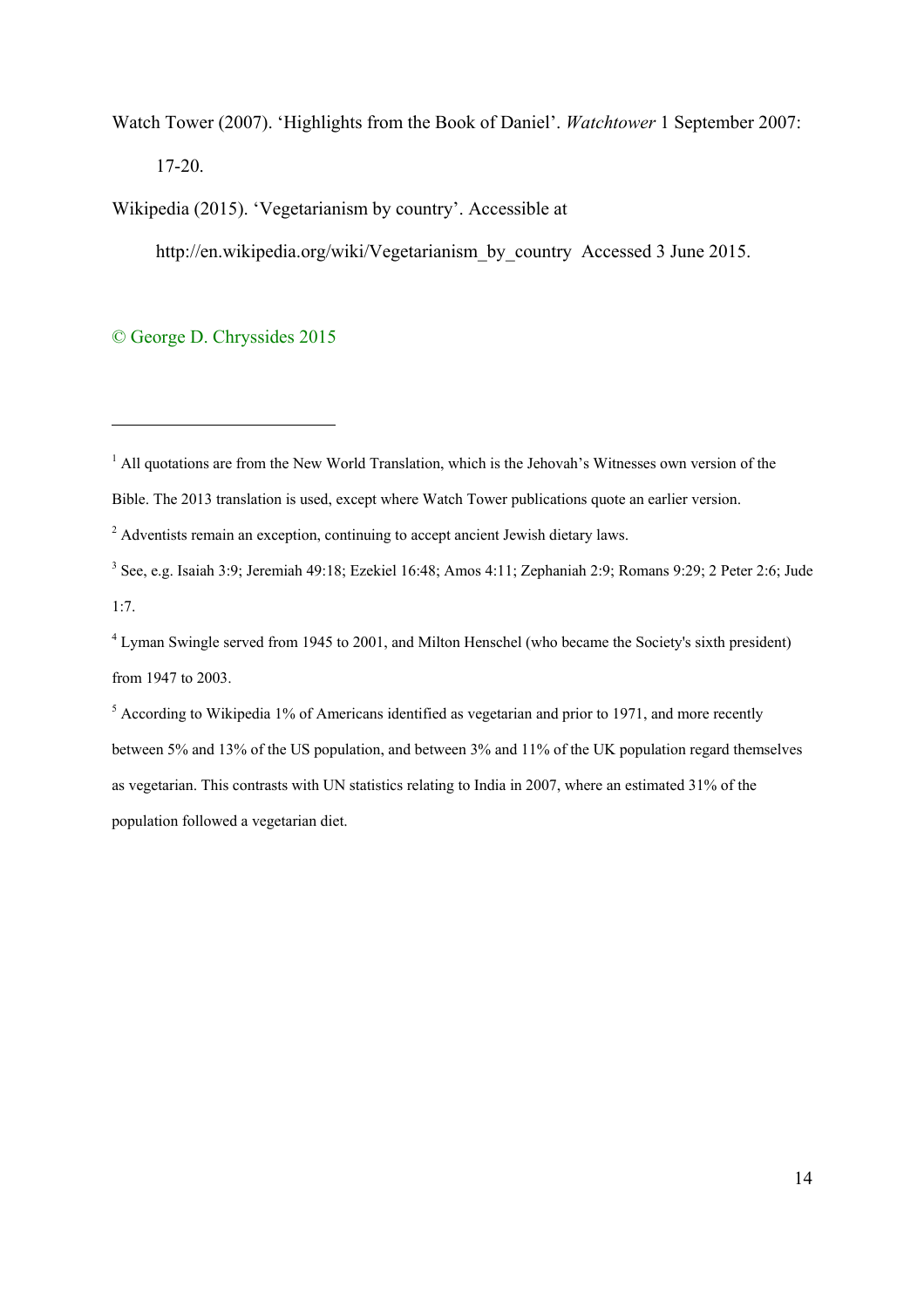Watch Tower (2007). 'Highlights from the Book of Daniel'. *Watchtower* 1 September 2007: 17-20.

Wikipedia (2015). 'Vegetarianism by country'. Accessible at http://en.wikipedia.org/wiki/Vegetarianism_by_country Accessed 3 June 2015.

© George D. Chryssides 2015

---

[1] All quotations are from the New World Translation, which is the Jehovah's Witnesses own version of the Bible. The 2013 translation is used, except where Watch Tower publications quote an earlier version.

[2] Adventists remain an exception, continuing to accept ancient Jewish dietary laws.

[3] See, e.g. Isaiah 3:9; Jeremiah 49:18; Ezekiel 16:48; Amos 4:11; Zephaniah 2:9; Romans 9:29; 2 Peter 2:6; Jude 1:7.

[4] Lyman Swingle served from 1945 to 2001, and Milton Henschel (who became the Society's sixth president) from 1947 to 2003.

[5] According to Wikipedia 1% of Americans identified as vegetarian and prior to 1971, and more recently between 5% and 13% of the US population, and between 3% and 11% of the UK population regard themselves as vegetarian. This contrasts with UN statistics relating to India in 2007, where an estimated 31% of the population followed a vegetarian diet.